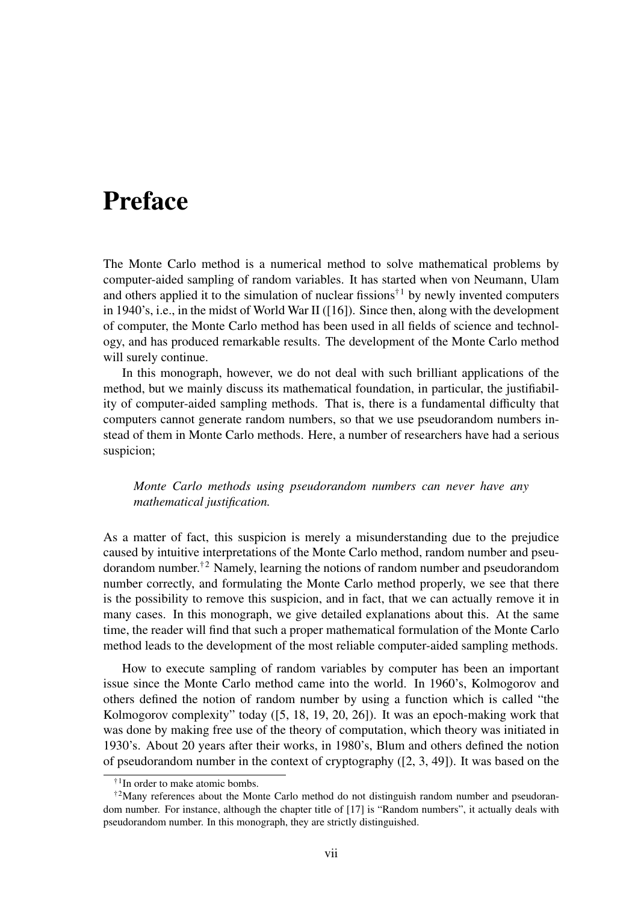# Preface

The Monte Carlo method is a numerical method to solve mathematical problems by computer-aided sampling of random variables. It has started when von Neumann, Ulam and others applied it to the simulation of nuclear fissions[†1] by newly invented computers in 1940's, i.e., in the midst of World War II ([16]). Since then, along with the development of computer, the Monte Carlo method has been used in all fields of science and technology, and has produced remarkable results. The development of the Monte Carlo method will surely continue.

In this monograph, however, we do not deal with such brilliant applications of the method, but we mainly discuss its mathematical foundation, in particular, the justifiability of computer-aided sampling methods. That is, there is a fundamental difficulty that computers cannot generate random numbers, so that we use pseudorandom numbers instead of them in Monte Carlo methods. Here, a number of researchers have had a serious suspicion;

> *Monte Carlo methods using pseudorandom numbers can never have any mathematical justification.*

As a matter of fact, this suspicion is merely a misunderstanding due to the prejudice caused by intuitive interpretations of the Monte Carlo method, random number and pseudorandom number.[†2] Namely, learning the notions of random number and pseudorandom number correctly, and formulating the Monte Carlo method properly, we see that there is the possibility to remove this suspicion, and in fact, that we can actually remove it in many cases. In this monograph, we give detailed explanations about this. At the same time, the reader will find that such a proper mathematical formulation of the Monte Carlo method leads to the development of the most reliable computer-aided sampling methods.

How to execute sampling of random variables by computer has been an important issue since the Monte Carlo method came into the world. In 1960's, Kolmogorov and others defined the notion of random number by using a function which is called "the Kolmogorov complexity" today ([5, 18, 19, 20, 26]). It was an epoch-making work that was done by making free use of the theory of computation, which theory was initiated in 1930's. About 20 years after their works, in 1980's, Blum and others defined the notion of pseudorandom number in the context of cryptography ([2, 3, 49]). It was based on the

---

[†1] In order to make atomic bombs.

[†2] Many references about the Monte Carlo method do not distinguish random number and pseudorandom number. For instance, although the chapter title of [17] is "Random numbers", it actually deals with pseudorandom number. In this monograph, they are strictly distinguished.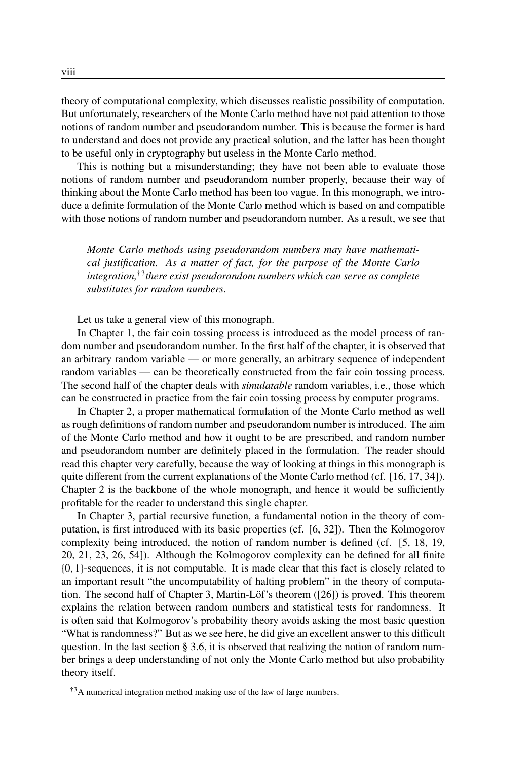theory of computational complexity, which discusses realistic possibility of computation. But unfortunately, researchers of the Monte Carlo method have not paid attention to those notions of random number and pseudorandom number. This is because the former is hard to understand and does not provide any practical solution, and the latter has been thought to be useful only in cryptography but useless in the Monte Carlo method.

This is nothing but a misunderstanding; they have not been able to evaluate those notions of random number and pseudorandom number properly, because their way of thinking about the Monte Carlo method has been too vague. In this monograph, we introduce a definite formulation of the Monte Carlo method which is based on and compatible with those notions of random number and pseudorandom number. As a result, we see that

> *Monte Carlo methods using pseudorandom numbers may have mathematical justification. As a matter of fact, for the purpose of the Monte Carlo integration,*[†3] *there exist pseudorandom numbers which can serve as complete substitutes for random numbers.*

Let us take a general view of this monograph.

In Chapter 1, the fair coin tossing process is introduced as the model process of random number and pseudorandom number. In the first half of the chapter, it is observed that an arbitrary random variable — or more generally, an arbitrary sequence of independent random variables — can be theoretically constructed from the fair coin tossing process. The second half of the chapter deals with *simulatable* random variables, i.e., those which can be constructed in practice from the fair coin tossing process by computer programs.

In Chapter 2, a proper mathematical formulation of the Monte Carlo method as well as rough definitions of random number and pseudorandom number is introduced. The aim of the Monte Carlo method and how it ought to be are prescribed, and random number and pseudorandom number are definitely placed in the formulation. The reader should read this chapter very carefully, because the way of looking at things in this monograph is quite different from the current explanations of the Monte Carlo method (cf. [16, 17, 34]). Chapter 2 is the backbone of the whole monograph, and hence it would be sufficiently profitable for the reader to understand this single chapter.

In Chapter 3, partial recursive function, a fundamental notion in the theory of computation, is first introduced with its basic properties (cf. [6, 32]). Then the Kolmogorov complexity being introduced, the notion of random number is defined (cf. [5, 18, 19, 20, 21, 23, 26, 54]). Although the Kolmogorov complexity can be defined for all finite $\{0, 1\}$-sequences, it is not computable. It is made clear that this fact is closely related to an important result "the uncomputability of halting problem" in the theory of computation. The second half of Chapter 3, Martin-Löf's theorem ([26]) is proved. This theorem explains the relation between random numbers and statistical tests for randomness. It is often said that Kolmogorov's probability theory avoids asking the most basic question "What is randomness?" But as we see here, he did give an excellent answer to this difficult question. In the last section § 3.6, it is observed that realizing the notion of random number brings a deep understanding of not only the Monte Carlo method but also probability theory itself.

[†3] A numerical integration method making use of the law of large numbers.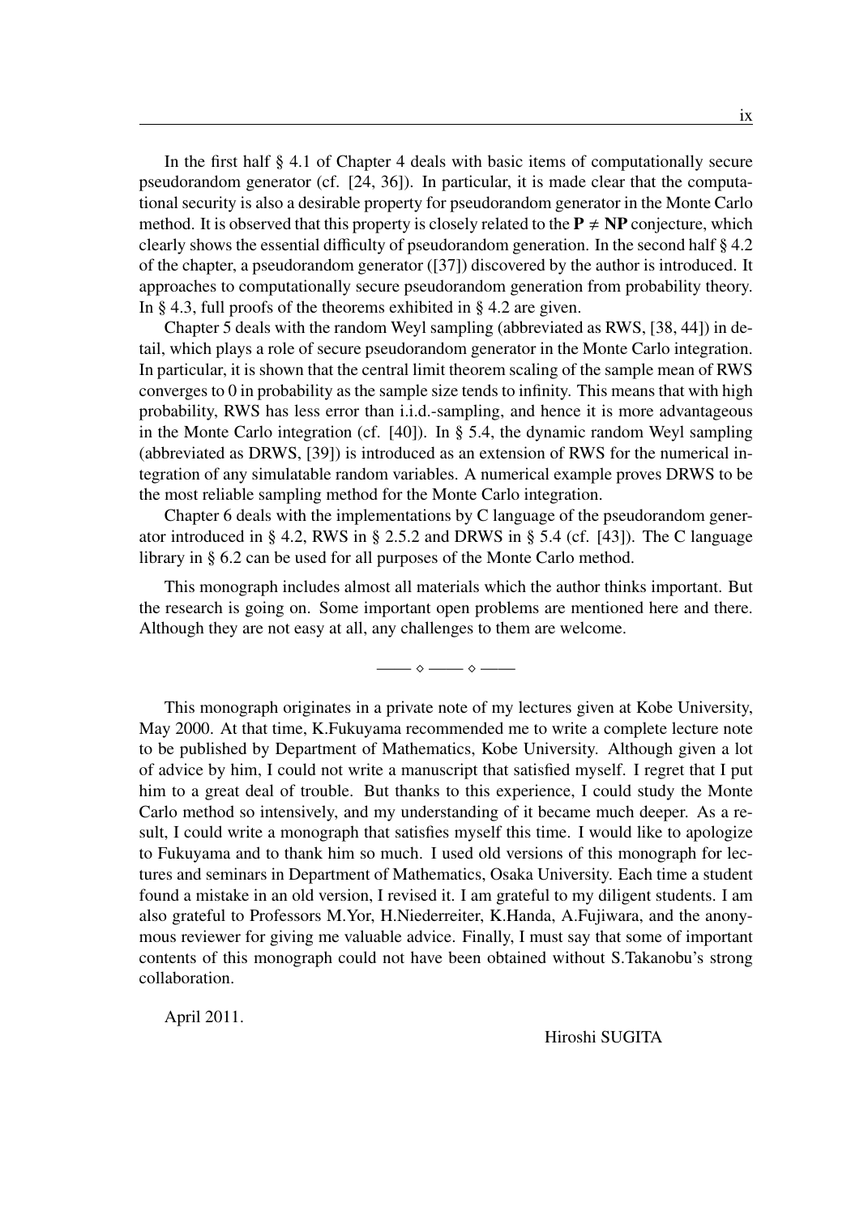In the first half § 4.1 of Chapter 4 deals with basic items of computationally secure pseudorandom generator (cf. [24, 36]). In particular, it is made clear that the computational security is also a desirable property for pseudorandom generator in the Monte Carlo method. It is observed that this property is closely related to the $\mathbf{P} \neq \mathbf{NP}$ conjecture, which clearly shows the essential difficulty of pseudorandom generation. In the second half § 4.2 of the chapter, a pseudorandom generator ([37]) discovered by the author is introduced. It approaches to computationally secure pseudorandom generation from probability theory. In § 4.3, full proofs of the theorems exhibited in § 4.2 are given.

Chapter 5 deals with the random Weyl sampling (abbreviated as RWS, [38, 44]) in detail, which plays a role of secure pseudorandom generator in the Monte Carlo integration. In particular, it is shown that the central limit theorem scaling of the sample mean of RWS converges to 0 in probability as the sample size tends to infinity. This means that with high probability, RWS has less error than i.i.d.-sampling, and hence it is more advantageous in the Monte Carlo integration (cf. [40]). In § 5.4, the dynamic random Weyl sampling (abbreviated as DRWS, [39]) is introduced as an extension of RWS for the numerical integration of any simulatable random variables. A numerical example proves DRWS to be the most reliable sampling method for the Monte Carlo integration.

Chapter 6 deals with the implementations by C language of the pseudorandom generator introduced in § 4.2, RWS in § 2.5.2 and DRWS in § 5.4 (cf. [43]). The C language library in § 6.2 can be used for all purposes of the Monte Carlo method.

This monograph includes almost all materials which the author thinks important. But the research is going on. Some important open problems are mentioned here and there. Although they are not easy at all, any challenges to them are welcome.

—— ⋄ —— ⋄ ——

This monograph originates in a private note of my lectures given at Kobe University, May 2000. At that time, K.Fukuyama recommended me to write a complete lecture note to be published by Department of Mathematics, Kobe University. Although given a lot of advice by him, I could not write a manuscript that satisfied myself. I regret that I put him to a great deal of trouble. But thanks to this experience, I could study the Monte Carlo method so intensively, and my understanding of it became much deeper. As a result, I could write a monograph that satisfies myself this time. I would like to apologize to Fukuyama and to thank him so much. I used old versions of this monograph for lectures and seminars in Department of Mathematics, Osaka University. Each time a student found a mistake in an old version, I revised it. I am grateful to my diligent students. I am also grateful to Professors M.Yor, H.Niederreiter, K.Handa, A.Fujiwara, and the anonymous reviewer for giving me valuable advice. Finally, I must say that some of important contents of this monograph could not have been obtained without S.Takanobu's strong collaboration.

April 2011.

Hiroshi SUGITA